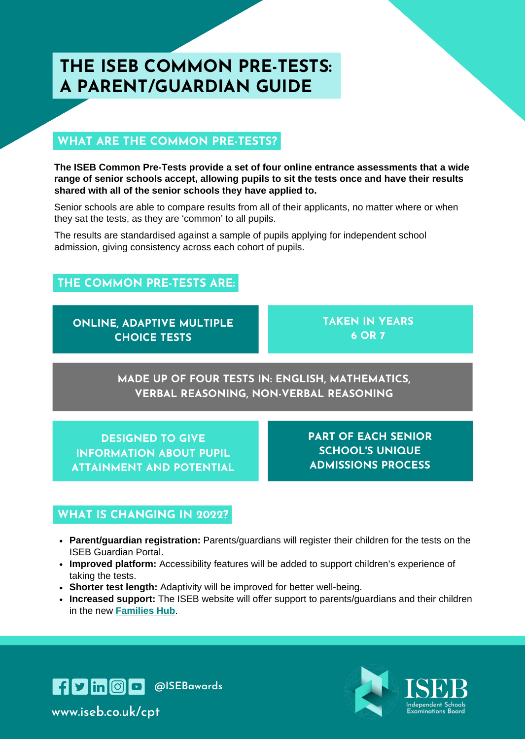# THE ISEB COMMON PRE-TESTS: A PARENT/GUARDIAN GUIDE

## WHAT ARE THE COMMON PRE-TESTS?

**The ISEB Common Pre-Tests provide a set of four online entrance assessments that a wide range of senior schools accept, allowing pupils to sit the tests once and have their results shared with all of the senior schools they have applied to.**

Senior schools are able to compare results from all of their applicants, no matter where or when they sat the tests, as they are 'common' to all pupils.

The results are standardised against a sample of pupils applying for independent school admission, giving consistency across each cohort of pupils.

## THE COMMON PRE-TESTS ARE:

- ONLINE, ADAPTIVE MULTIPLE CHOICE TESTS
- TAKEN IN YEARS 6 OR 7
- MADE UP OF FOUR TESTS IN: ENGLISH, MATHEMATICS, VERBAL REASONING, NON-VERBAL REASONING
- DESIGNED TO GIVE INFORMATION ABOUT PUPIL ATTAINMENT AND POTENTIAL
- PART OF EACH SENIOR SCHOOL'S UNIQUE ADMISSIONS PROCESS

## WHAT IS CHANGING IN 2022?

- **Parent/guardian registration:** Parents/guardians will register their children for the tests on the ISEB Guardian Portal.
- **Improved platform:** Accessibility features will be added to support children's experience of taking the tests.
- **Shorter test length:** Adaptivity will be improved for better well-being.
- **Increased support:** The ISEB website will offer support to parents/guardians and their children in the new **Families Hub**.

@ISEBawards

www.iseb.co.uk/cpt

ISEB Independent Schools Examinations Board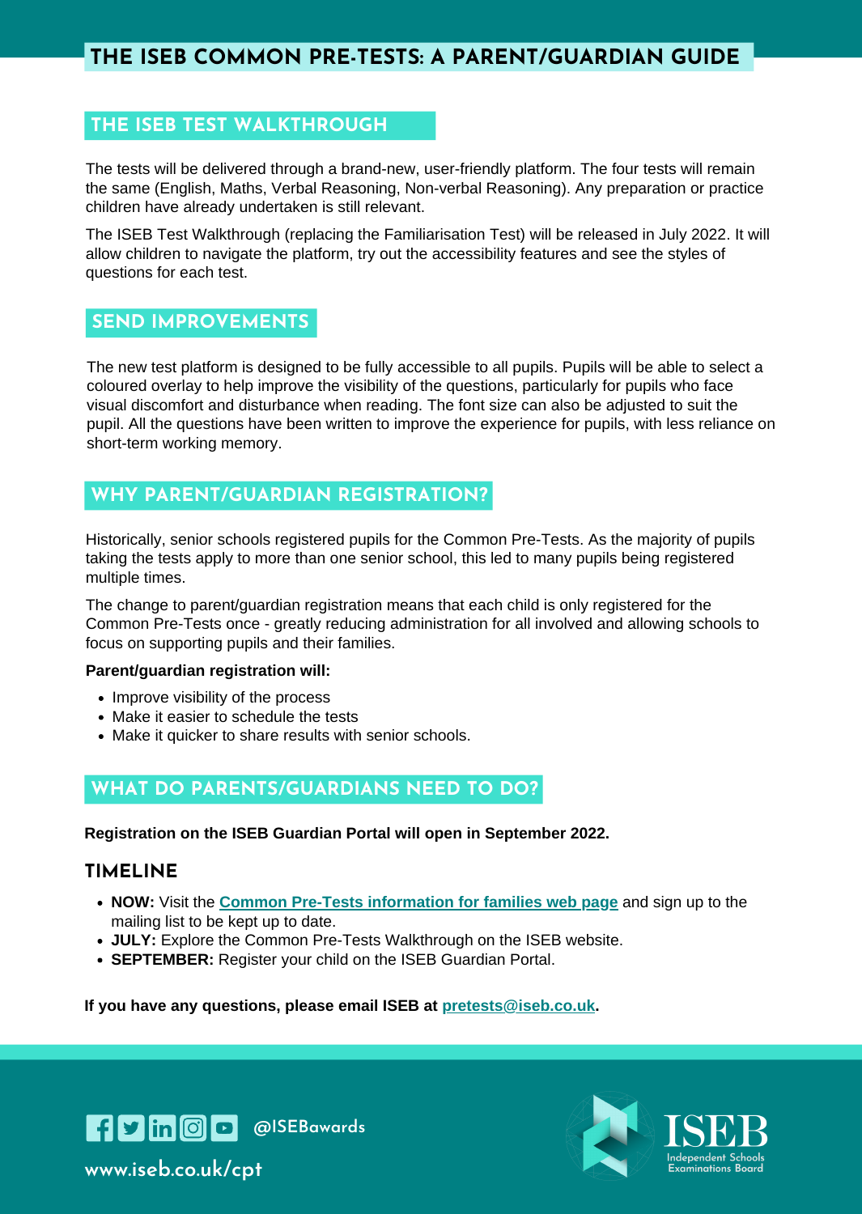# THE ISEB COMMON PRE-TESTS: A PARENT/GUARDIAN GUIDE

## THE ISEB TEST WALKTHROUGH

The tests will be delivered through a brand-new, user-friendly platform. The four tests will remain the same (English, Maths, Verbal Reasoning, Non-verbal Reasoning). Any preparation or practice children have already undertaken is still relevant.

The ISEB Test Walkthrough (replacing the Familiarisation Test) will be released in July 2022. It will allow children to navigate the platform, try out the accessibility features and see the styles of questions for each test.

## SEND IMPROVEMENTS

The new test platform is designed to be fully accessible to all pupils. Pupils will be able to select a coloured overlay to help improve the visibility of the questions, particularly for pupils who face visual discomfort and disturbance when reading. The font size can also be adjusted to suit the pupil. All the questions have been written to improve the experience for pupils, with less reliance on short-term working memory.

## WHY PARENT/GUARDIAN REGISTRATION?

Historically, senior schools registered pupils for the Common Pre-Tests. As the majority of pupils taking the tests apply to more than one senior school, this led to many pupils being registered multiple times.

The change to parent/guardian registration means that each child is only registered for the Common Pre-Tests once - greatly reducing administration for all involved and allowing schools to focus on supporting pupils and their families.

**Parent/guardian registration will:**

- Improve visibility of the process
- Make it easier to schedule the tests
- Make it quicker to share results with senior schools.

## WHAT DO PARENTS/GUARDIANS NEED TO DO?

**Registration on the ISEB Guardian Portal will open in September 2022.**

### TIMELINE

- **NOW:** Visit the Common Pre-Tests information for families web page and sign up to the mailing list to be kept up to date.
- **JULY:** Explore the Common Pre-Tests Walkthrough on the ISEB website.
- **SEPTEMBER:** Register your child on the ISEB Guardian Portal.

**If you have any questions, please email ISEB at pretests@iseb.co.uk.**

@ISEBawards

www.iseb.co.uk/cpt

ISEB Independent Schools Examinations Board